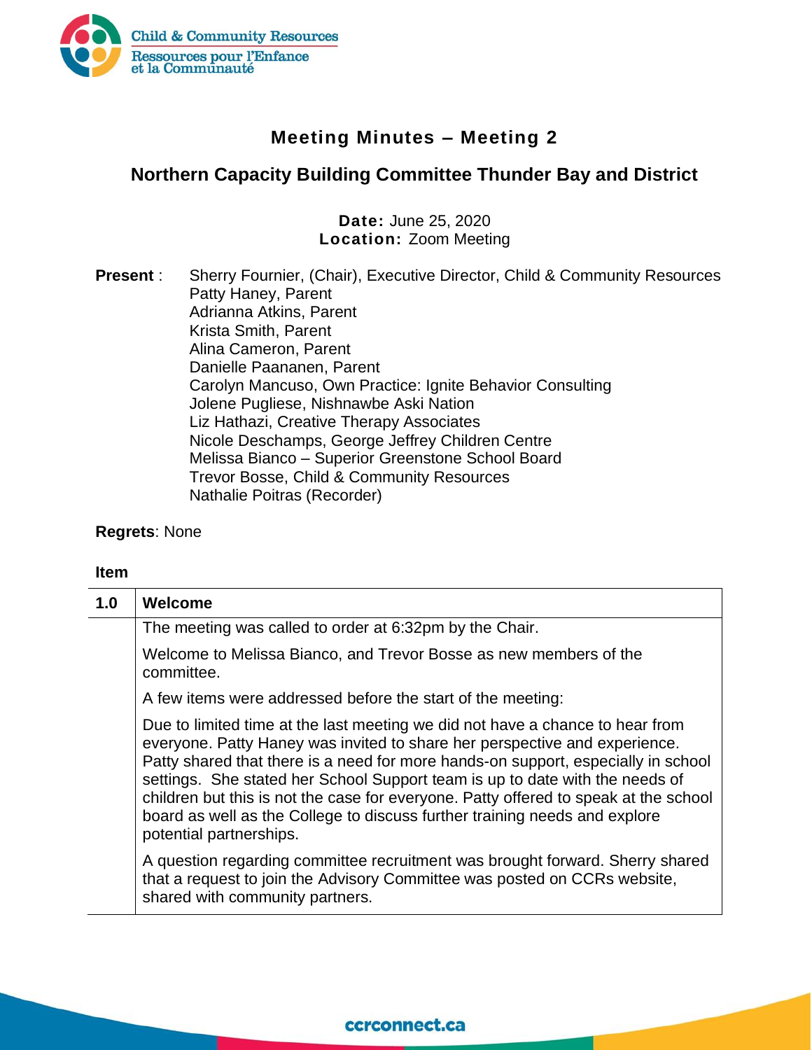# Meeting Minutes – Meeting 2

## Northern Capacity Building Committee Thunder Bay and District

**Date:** June 25, 2020
**Location:** Zoom Meeting

**Present** :
Sherry Fournier, (Chair), Executive Director, Child & Community Resources
Patty Haney, Parent
Adrianna Atkins, Parent
Krista Smith, Parent
Alina Cameron, Parent
Danielle Paananen, Parent
Carolyn Mancuso, Own Practice: Ignite Behavior Consulting
Jolene Pugliese, Nishnawbe Aski Nation
Liz Hathazi, Creative Therapy Associates
Nicole Deschamps, George Jeffrey Children Centre
Melissa Bianco – Superior Greenstone School Board
Trevor Bosse, Child & Community Resources
Nathalie Poitras (Recorder)

**Regrets**: None

**Item**

| 1.0 | **Welcome** |
|---|---|
| | The meeting was called to order at 6:32pm by the Chair. |
| | Welcome to Melissa Bianco, and Trevor Bosse as new members of the committee. |
| | A few items were addressed before the start of the meeting: |
| | Due to limited time at the last meeting we did not have a chance to hear from everyone. Patty Haney was invited to share her perspective and experience. Patty shared that there is a need for more hands-on support, especially in school settings. She stated her School Support team is up to date with the needs of children but this is not the case for everyone. Patty offered to speak at the school board as well as the College to discuss further training needs and explore potential partnerships. |
| | A question regarding committee recruitment was brought forward. Sherry shared that a request to join the Advisory Committee was posted on CCRs website, shared with community partners. |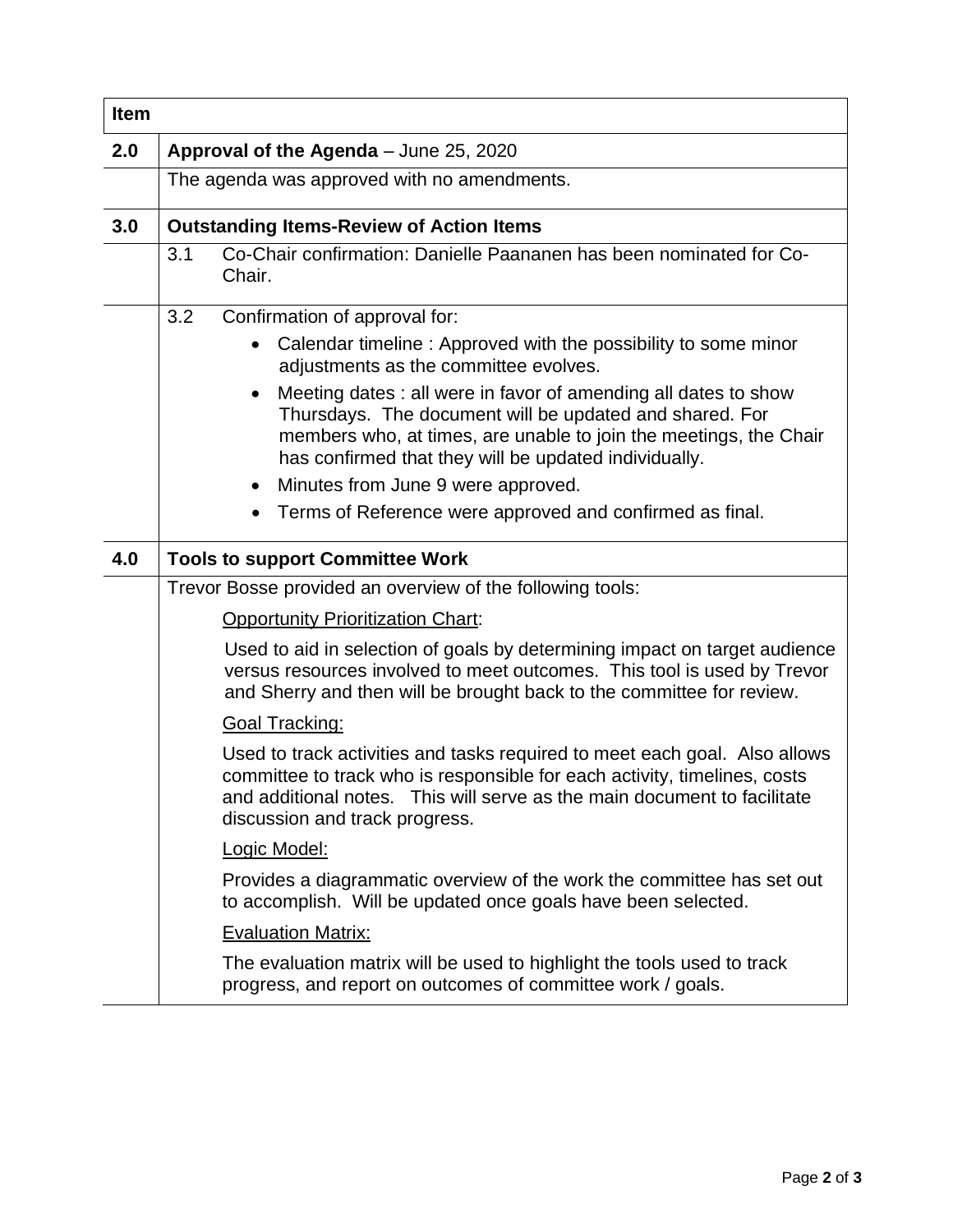| Item | |
|---|---|
| **2.0** | **Approval of the Agenda** – June 25, 2020 |
| | The agenda was approved with no amendments. |
| **3.0** | **Outstanding Items-Review of Action Items** |
| | 3.1 Co-Chair confirmation: Danielle Paananen has been nominated for Co-Chair. |
| | 3.2 Confirmation of approval for:<br>• Calendar timeline : Approved with the possibility to some minor adjustments as the committee evolves.<br>• Meeting dates : all were in favor of amending all dates to show Thursdays. The document will be updated and shared. For members who, at times, are unable to join the meetings, the Chair has confirmed that they will be updated individually.<br>• Minutes from June 9 were approved.<br>• Terms of Reference were approved and confirmed as final. |
| **4.0** | **Tools to support Committee Work** |
| | Trevor Bosse provided an overview of the following tools:<br><u>Opportunity Prioritization Chart</u>:<br>Used to aid in selection of goals by determining impact on target audience versus resources involved to meet outcomes. This tool is used by Trevor and Sherry and then will be brought back to the committee for review.<br><u>Goal Tracking:</u><br>Used to track activities and tasks required to meet each goal. Also allows committee to track who is responsible for each activity, timelines, costs and additional notes. This will serve as the main document to facilitate discussion and track progress.<br><u>Logic Model:</u><br>Provides a diagrammatic overview of the work the committee has set out to accomplish. Will be updated once goals have been selected.<br><u>Evaluation Matrix:</u><br>The evaluation matrix will be used to highlight the tools used to track progress, and report on outcomes of committee work / goals. |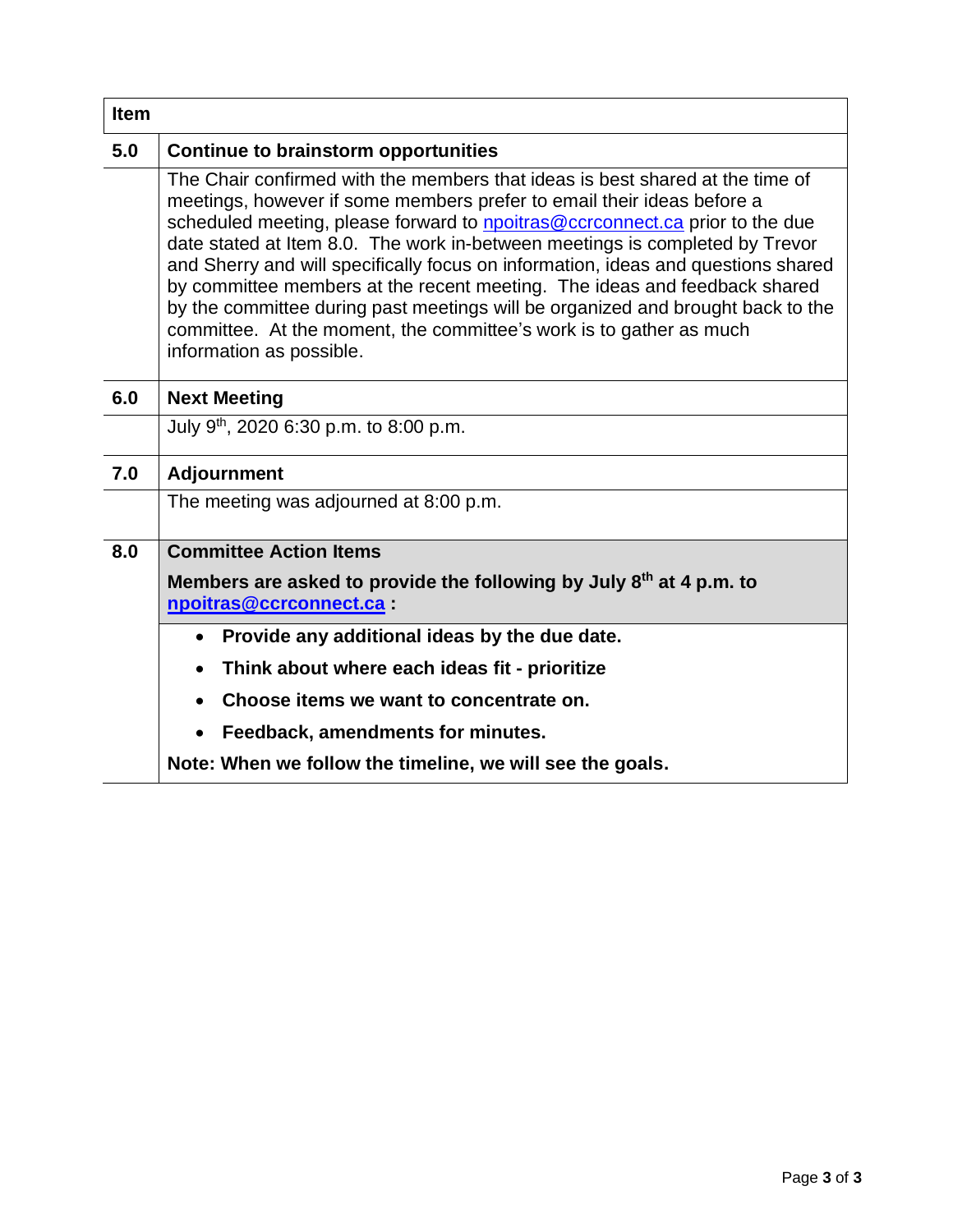| Item | |
|---|---|
| **5.0** | **Continue to brainstorm opportunities** |
| | The Chair confirmed with the members that ideas is best shared at the time of meetings, however if some members prefer to email their ideas before a scheduled meeting, please forward to npoitras@ccrconnect.ca prior to the due date stated at Item 8.0. The work in-between meetings is completed by Trevor and Sherry and will specifically focus on information, ideas and questions shared by committee members at the recent meeting. The ideas and feedback shared by the committee during past meetings will be organized and brought back to the committee. At the moment, the committee's work is to gather as much information as possible. |
| **6.0** | **Next Meeting** |
| | July 9th, 2020 6:30 p.m. to 8:00 p.m. |
| **7.0** | **Adjournment** |
| | The meeting was adjourned at 8:00 p.m. |
| **8.0** | **Committee Action Items**<br><br>**Members are asked to provide the following by July 8th at 4 p.m. to npoitras@ccrconnect.ca :** |
| | • **Provide any additional ideas by the due date.**<br>• **Think about where each ideas fit - prioritize**<br>• **Choose items we want to concentrate on.**<br>• **Feedback, amendments for minutes.**<br><br>**Note: When we follow the timeline, we will see the goals.** |